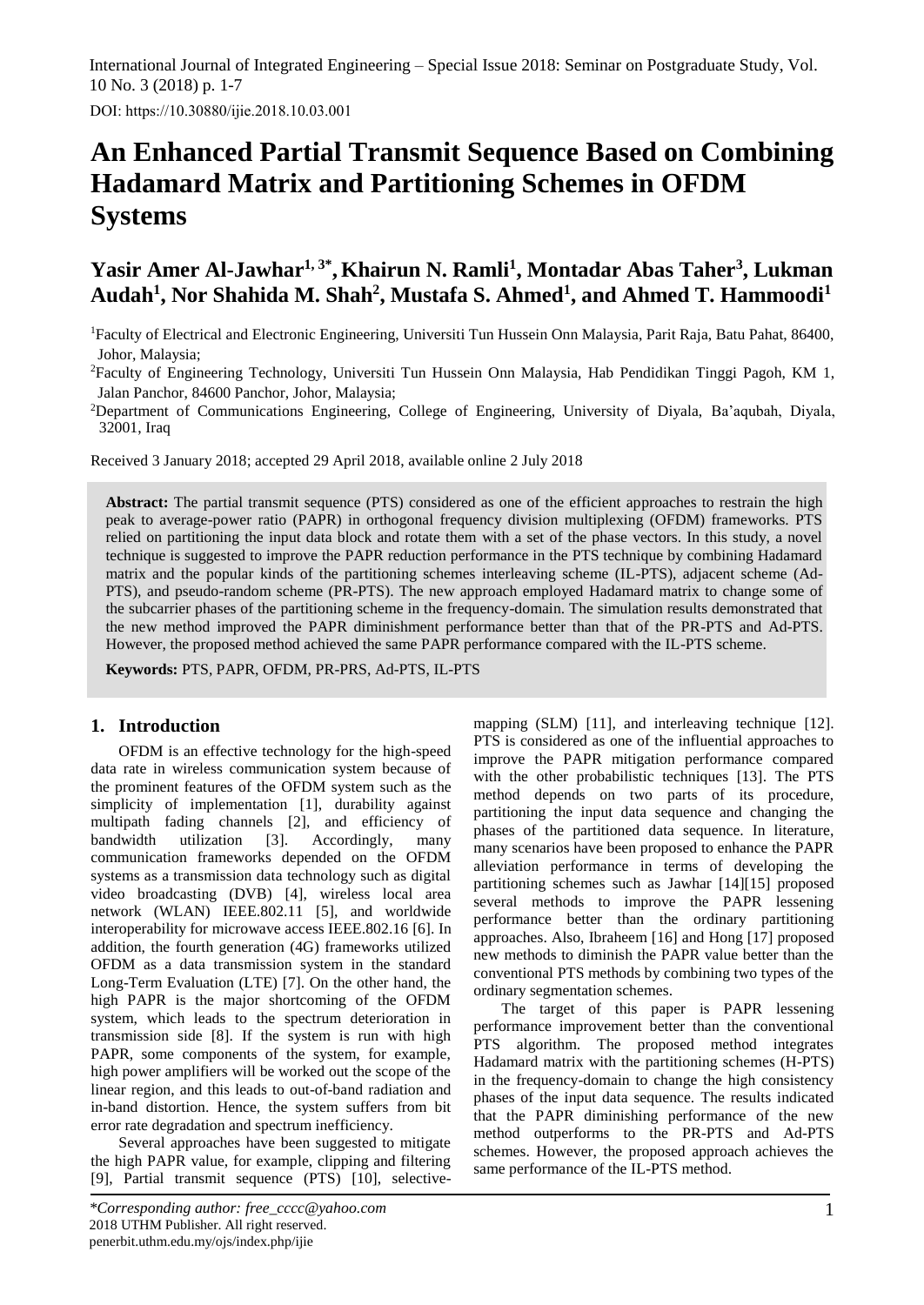# An Enhanced Partial Transmit Sequence Based on Combining Hadamard Matrix and Partitioning Schemes in OFDM Systems

**Yasir Amer Al-Jawhar[1, 3*], Khairun N. Ramli[1], Montadar Abas Taher[3], Lukman Audah[1], Nor Shahida M. Shah[2], Mustafa S. Ahmed[1], and Ahmed T. Hammoodi[1]**

[1]Faculty of Electrical and Electronic Engineering, Universiti Tun Hussein Onn Malaysia, Parit Raja, Batu Pahat, 86400, Johor, Malaysia;

[2]Faculty of Engineering Technology, Universiti Tun Hussein Onn Malaysia, Hab Pendidikan Tinggi Pagoh, KM 1, Jalan Panchor, 84600 Panchor, Johor, Malaysia;

[2]Department of Communications Engineering, College of Engineering, University of Diyala, Ba'aqubah, Diyala, 32001, Iraq

Received 3 January 2018; accepted 29 April 2018, available online 2 July 2018

**Abstract:** The partial transmit sequence (PTS) considered as one of the efficient approaches to restrain the high peak to average-power ratio (PAPR) in orthogonal frequency division multiplexing (OFDM) frameworks. PTS relied on partitioning the input data block and rotate them with a set of the phase vectors. In this study, a novel technique is suggested to improve the PAPR reduction performance in the PTS technique by combining Hadamard matrix and the popular kinds of the partitioning schemes interleaving scheme (IL-PTS), adjacent scheme (Ad-PTS), and pseudo-random scheme (PR-PTS). The new approach employed Hadamard matrix to change some of the subcarrier phases of the partitioning scheme in the frequency-domain. The simulation results demonstrated that the new method improved the PAPR diminishment performance better than that of the PR-PTS and Ad-PTS. However, the proposed method achieved the same PAPR performance compared with the IL-PTS scheme.

**Keywords:** PTS, PAPR, OFDM, PR-PRS, Ad-PTS, IL-PTS

## 1. Introduction

OFDM is an effective technology for the high-speed data rate in wireless communication system because of the prominent features of the OFDM system such as the simplicity of implementation [1], durability against multipath fading channels [2], and efficiency of bandwidth utilization [3]. Accordingly, many communication frameworks depended on the OFDM systems as a transmission data technology such as digital video broadcasting (DVB) [4], wireless local area network (WLAN) IEEE.802.11 [5], and worldwide interoperability for microwave access IEEE.802.16 [6]. In addition, the fourth generation (4G) frameworks utilized OFDM as a data transmission system in the standard Long-Term Evaluation (LTE) [7]. On the other hand, the high PAPR is the major shortcoming of the OFDM system, which leads to the spectrum deterioration in transmission side [8]. If the system is run with high PAPR, some components of the system, for example, high power amplifiers will be worked out the scope of the linear region, and this leads to out-of-band radiation and in-band distortion. Hence, the system suffers from bit error rate degradation and spectrum inefficiency.

Several approaches have been suggested to mitigate the high PAPR value, for example, clipping and filtering [9], Partial transmit sequence (PTS) [10], selective-mapping (SLM) [11], and interleaving technique [12]. PTS is considered as one of the influential approaches to improve the PAPR mitigation performance compared with the other probabilistic techniques [13]. The PTS method depends on two parts of its procedure, partitioning the input data sequence and changing the phases of the partitioned data sequence. In literature, many scenarios have been proposed to enhance the PAPR alleviation performance in terms of developing the partitioning schemes such as Jawhar [14][15] proposed several methods to improve the PAPR lessening performance better than the ordinary partitioning approaches. Also, Ibraheem [16] and Hong [17] proposed new methods to diminish the PAPR value better than the conventional PTS methods by combining two types of the ordinary segmentation schemes.

The target of this paper is PAPR lessening performance improvement better than the conventional PTS algorithm. The proposed method integrates Hadamard matrix with the partitioning schemes (H-PTS) in the frequency-domain to change the high consistency phases of the input data sequence. The results indicated that the PAPR diminishing performance of the new method outperforms to the PR-PTS and Ad-PTS schemes. However, the proposed approach achieves the same performance of the IL-PTS method.

*\*Corresponding author: free_cccc@yahoo.com*
2018 UTHM Publisher. All right reserved.
penerbit.uthm.edu.my/ojs/index.php/ijie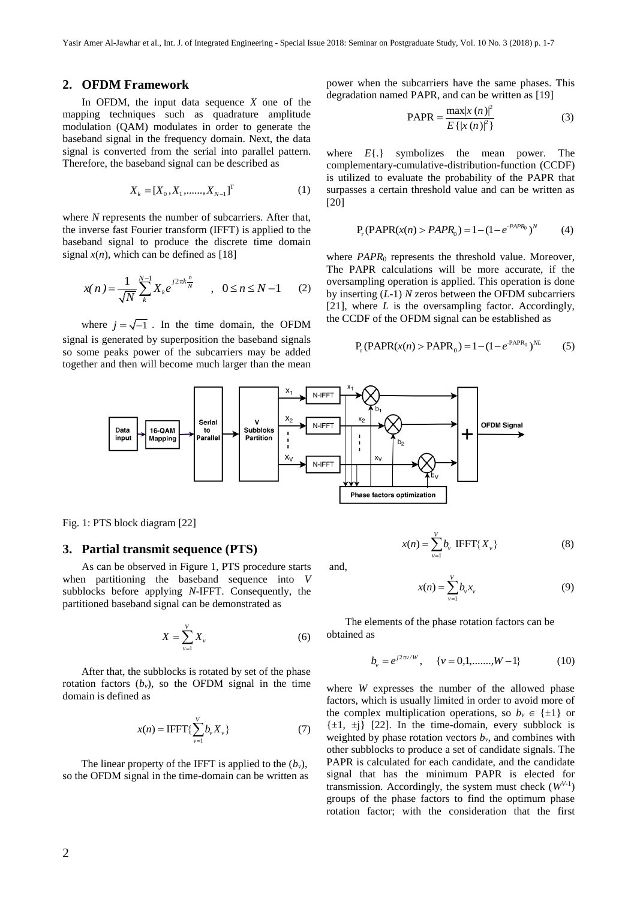## 2. OFDM Framework

In OFDM, the input data sequence $X$ one of the mapping techniques such as quadrature amplitude modulation (QAM) modulates in order to generate the baseband signal in the frequency domain. Next, the data signal is converted from the serial into parallel pattern. Therefore, the baseband signal can be described as

$$X_k = [X_0, X_1, ......, X_{N-1}]^{T} \tag{1}$$

where $N$ represents the number of subcarriers. After that, the inverse fast Fourier transform (IFFT) is applied to the baseband signal to produce the discrete time domain signal $x(n)$, which can be defined as [18]

$$x(n) = \frac{1}{\sqrt{N}} \sum_{k}^{N-1} X_k e^{j2\pi k\frac{n}{N}} \quad , \quad 0 \le n \le N-1 \tag{2}$$

where $j = \sqrt{-1}$ . In the time domain, the OFDM signal is generated by superposition the baseband signals so some peaks power of the subcarriers may be added together and then will become much larger than the mean power when the subcarriers have the same phases. This degradation named PAPR, and can be written as [19]

$$\text{PAPR} = \frac{\max|x(n)|^2}{E\{|x(n)|^2\}} \tag{3}$$

where $E\{.\}$ symbolizes the mean power. The complementary-cumulative-distribution-function (CCDF) is utilized to evaluate the probability of the PAPR that surpasses a certain threshold value and can be written as [20]

$$\text{P}_r(\text{PAPR}(x(n) > PAPR_0) = 1 - (1 - e^{-PAPR_0})^N \tag{4}$$

where $PAPR_0$ represents the threshold value. Moreover, The PAPR calculations will be more accurate, if the oversampling operation is applied. This operation is done by inserting ($L$-1) $N$ zeros between the OFDM subcarriers [21], where $L$ is the oversampling factor. Accordingly, the CCDF of the OFDM signal can be established as

$$\text{P}_r(\text{PAPR}(x(n) > \text{PAPR}_0) = 1 - (1 - e^{-\text{PAPR}_0})^{NL} \tag{5}$$

Fig. 1: PTS block diagram [22]

## 3. Partial transmit sequence (PTS)

As can be observed in Figure 1, PTS procedure starts when partitioning the baseband sequence into $V$ subblocks before applying $N$-IFFT. Consequently, the partitioned baseband signal can be demonstrated as

$$X = \sum_{v=1}^{V} X_v \tag{6}$$

After that, the subblocks is rotated by set of the phase rotation factors ($b_v$), so the OFDM signal in the time domain is defined as

$$x(n) = \text{IFFT}\{\sum_{v=1}^{V} b_v X_v\} \tag{7}$$

The linear property of the IFFT is applied to the ($b_v$), so the OFDM signal in the time-domain can be written as

$$x(n) = \sum_{v=1}^{V} b_v \ \text{IFFT}\{X_v\} \tag{8}$$

and,

$$x(n) = \sum_{v=1}^{V} b_v x_v \tag{9}$$

The elements of the phase rotation factors can be obtained as

$$b_v = e^{j2\pi v/W}, \quad \{v = 0,1,......., W-1\} \tag{10}$$

where $W$ expresses the number of the allowed phase factors, which is usually limited in order to avoid more of the complex multiplication operations, so $b_v \in \{\pm 1\}$ or $\{\pm 1, \pm j\}$ [22]. In the time-domain, every subblock is weighted by phase rotation vectors $b_v$, and combines with other subblocks to produce a set of candidate signals. The PAPR is calculated for each candidate, and the candidate signal that has the minimum PAPR is elected for transmission. Accordingly, the system must check ($W^{V-1}$) groups of the phase factors to find the optimum phase rotation factor; with the consideration that the first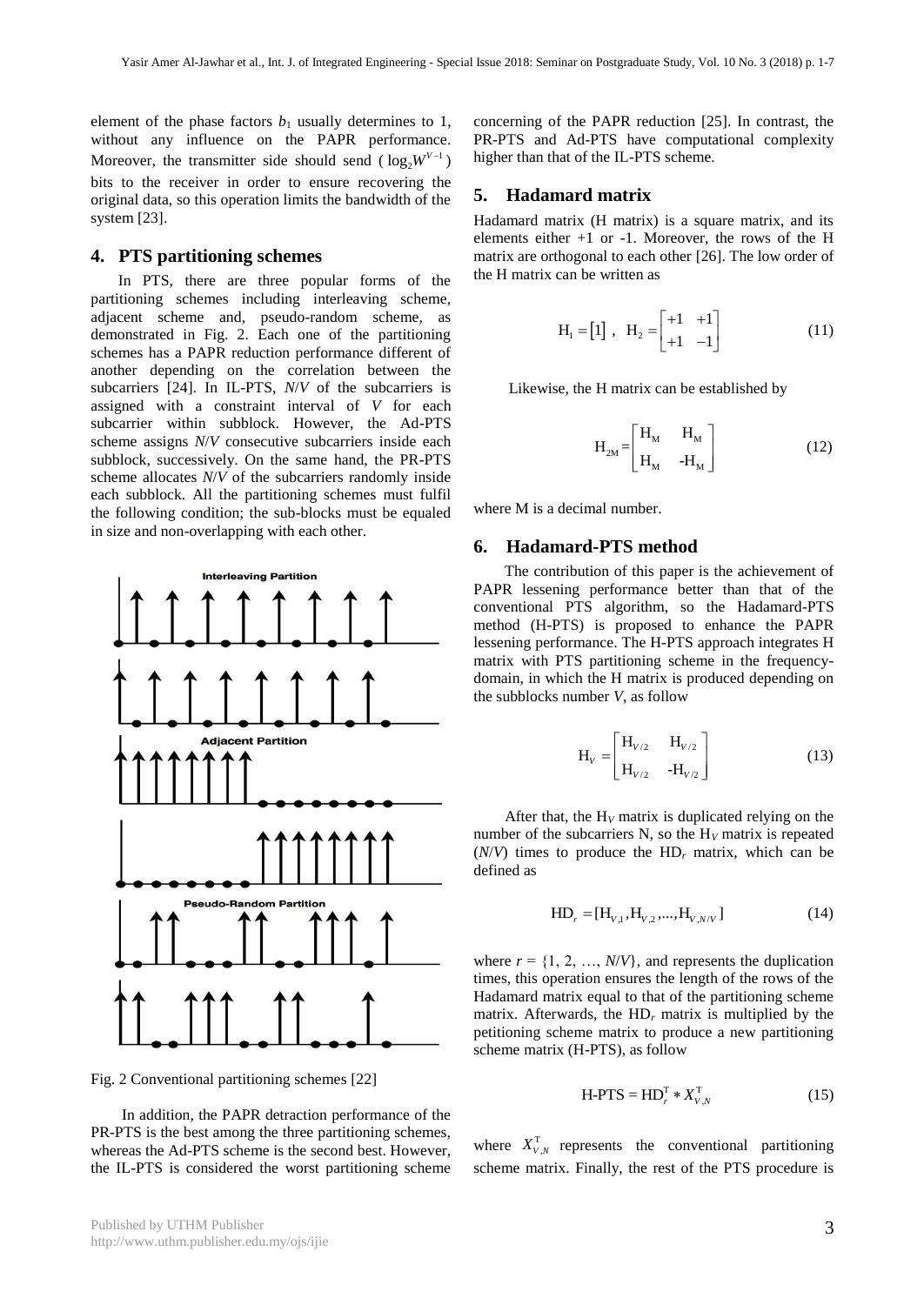element of the phase factors $b_1$ usually determines to 1, without any influence on the PAPR performance. Moreover, the transmitter side should send ( $\log_2 W^{V-1}$ ) bits to the receiver in order to ensure recovering the original data, so this operation limits the bandwidth of the system [23].

## 4. PTS partitioning schemes

In PTS, there are three popular forms of the partitioning schemes including interleaving scheme, adjacent scheme and, pseudo-random scheme, as demonstrated in Fig. 2. Each one of the partitioning schemes has a PAPR reduction performance different of another depending on the correlation between the subcarriers [24]. In IL-PTS, $N/V$ of the subcarriers is assigned with a constraint interval of $V$ for each subcarrier within subblock. However, the Ad-PTS scheme assigns $N/V$ consecutive subcarriers inside each subblock, successively. On the same hand, the PR-PTS scheme allocates $N/V$ of the subcarriers randomly inside each subblock. All the partitioning schemes must fulfil the following condition; the sub-blocks must be equaled in size and non-overlapping with each other.

Fig. 2 Conventional partitioning schemes [22]

In addition, the PAPR detraction performance of the PR-PTS is the best among the three partitioning schemes, whereas the Ad-PTS scheme is the second best. However, the IL-PTS is considered the worst partitioning scheme concerning of the PAPR reduction [25]. In contrast, the PR-PTS and Ad-PTS have computational complexity higher than that of the IL-PTS scheme.

## 5. Hadamard matrix

Hadamard matrix (H matrix) is a square matrix, and its elements either +1 or -1. Moreover, the rows of the H matrix are orthogonal to each other [26]. The low order of the H matrix can be written as

$$\mathrm{H}_1 = \begin{bmatrix} 1 \end{bmatrix}, \quad \mathrm{H}_2 = \begin{bmatrix} +1 & +1 \\ +1 & -1 \end{bmatrix} \tag{11}$$

Likewise, the H matrix can be established by

$$\mathrm{H}_{2\mathrm{M}} = \begin{bmatrix} \mathrm{H}_\mathrm{M} & \mathrm{H}_\mathrm{M} \\ \mathrm{H}_\mathrm{M} & -\mathrm{H}_\mathrm{M} \end{bmatrix} \tag{12}$$

where M is a decimal number.

## 6. Hadamard-PTS method

The contribution of this paper is the achievement of PAPR lessening performance better than that of the conventional PTS algorithm, so the Hadamard-PTS method (H-PTS) is proposed to enhance the PAPR lessening performance. The H-PTS approach integrates H matrix with PTS partitioning scheme in the frequency-domain, in which the H matrix is produced depending on the subblocks number $V$, as follow

$$\mathrm{H}_V = \begin{bmatrix} \mathrm{H}_{V/2} & \mathrm{H}_{V/2} \\ \mathrm{H}_{V/2} & -\mathrm{H}_{V/2} \end{bmatrix} \tag{13}$$

After that, the $\mathrm{H}_V$ matrix is duplicated relying on the number of the subcarriers N, so the $\mathrm{H}_V$ matrix is repeated ($N/V$) times to produce the $\mathrm{HD}_r$ matrix, which can be defined as

$$\mathrm{HD}_r = [\mathrm{H}_{V,1}, \mathrm{H}_{V,2}, ..., \mathrm{H}_{V,N/V}] \tag{14}$$

where $r = \{1, 2, \ldots, N/V\}$, and represents the duplication times, this operation ensures the length of the rows of the Hadamard matrix equal to that of the partitioning scheme matrix. Afterwards, the $\mathrm{HD}_r$ matrix is multiplied by the petitioning scheme matrix to produce a new partitioning scheme matrix (H-PTS), as follow

$$\text{H-PTS} = \mathrm{HD}_r^\mathrm{T} * X_{V,N}^\mathrm{T} \tag{15}$$

where $X_{V,N}^\mathrm{T}$ represents the conventional partitioning scheme matrix. Finally, the rest of the PTS procedure is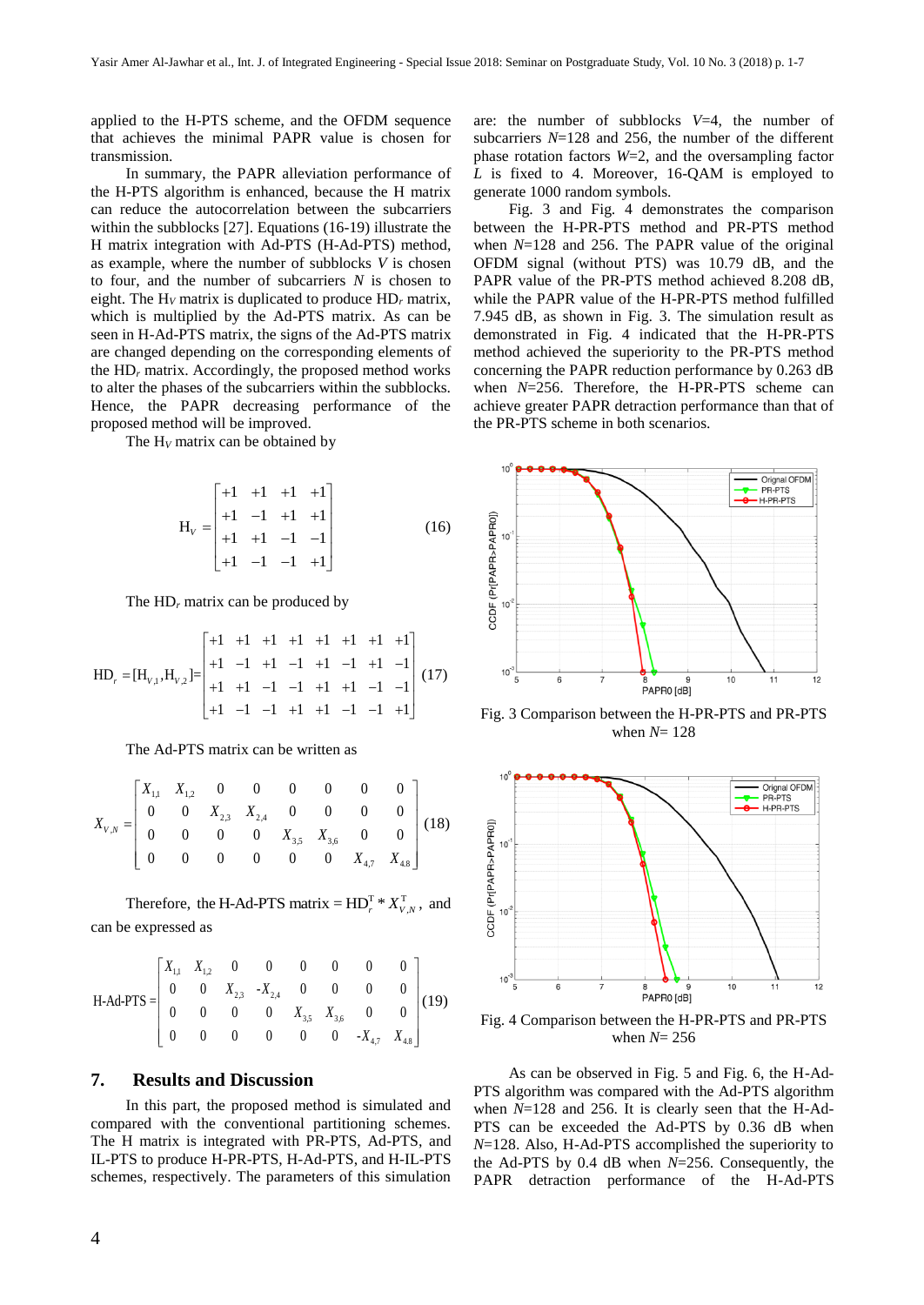applied to the H-PTS scheme, and the OFDM sequence that achieves the minimal PAPR value is chosen for transmission.

In summary, the PAPR alleviation performance of the H-PTS algorithm is enhanced, because the H matrix can reduce the autocorrelation between the subcarriers within the subblocks [27]. Equations (16-19) illustrate the H matrix integration with Ad-PTS (H-Ad-PTS) method, as example, where the number of subblocks $V$ is chosen to four, and the number of subcarriers $N$ is chosen to eight. The $H_V$ matrix is duplicated to produce $HD_r$ matrix, which is multiplied by the Ad-PTS matrix. As can be seen in H-Ad-PTS matrix, the signs of the Ad-PTS matrix are changed depending on the corresponding elements of the $HD_r$ matrix. Accordingly, the proposed method works to alter the phases of the subcarriers within the subblocks. Hence, the PAPR decreasing performance of the proposed method will be improved.

The $H_V$ matrix can be obtained by

$$H_V = \begin{bmatrix} +1 & +1 & +1 & +1 \\ +1 & -1 & +1 & +1 \\ +1 & +1 & -1 & -1 \\ +1 & -1 & -1 & +1 \end{bmatrix} \tag{16}$$

The $HD_r$ matrix can be produced by

$$HD_r = [H_{V,1}, H_{V,2}] = \begin{bmatrix} +1 & +1 & +1 & +1 & +1 & +1 & +1 & +1 \\ +1 & -1 & +1 & -1 & +1 & -1 & +1 & -1 \\ +1 & +1 & -1 & -1 & +1 & +1 & -1 & -1 \\ +1 & -1 & -1 & +1 & +1 & -1 & -1 & +1 \end{bmatrix} \tag{17}$$

The Ad-PTS matrix can be written as

$$X_{V,N} = \begin{bmatrix} X_{1,1} & X_{1,2} & 0 & 0 & 0 & 0 & 0 & 0 \\ 0 & 0 & X_{2,3} & X_{2,4} & 0 & 0 & 0 & 0 \\ 0 & 0 & 0 & 0 & X_{3,5} & X_{3,6} & 0 & 0 \\ 0 & 0 & 0 & 0 & 0 & 0 & X_{4,7} & X_{4,8} \end{bmatrix} \tag{18}$$

Therefore, the H-Ad-PTS matrix $= HD_r^T * X_{V,N}^T$, and can be expressed as

$$\text{H-Ad-PTS} = \begin{bmatrix} X_{1,1} & X_{1,2} & 0 & 0 & 0 & 0 & 0 & 0 \\ 0 & 0 & X_{2,3} & -X_{2,4} & 0 & 0 & 0 & 0 \\ 0 & 0 & 0 & 0 & X_{3,5} & X_{3,6} & 0 & 0 \\ 0 & 0 & 0 & 0 & 0 & 0 & -X_{4,7} & X_{4,8} \end{bmatrix} \tag{19}$$

## 7. Results and Discussion

In this part, the proposed method is simulated and compared with the conventional partitioning schemes. The H matrix is integrated with PR-PTS, Ad-PTS, and IL-PTS to produce H-PR-PTS, H-Ad-PTS, and H-IL-PTS schemes, respectively. The parameters of this simulation are: the number of subblocks $V$=4, the number of subcarriers $N$=128 and 256, the number of the different phase rotation factors $W$=2, and the oversampling factor $L$ is fixed to 4. Moreover, 16-QAM is employed to generate 1000 random symbols.

Fig. 3 and Fig. 4 demonstrates the comparison between the H-PR-PTS method and PR-PTS method when $N$=128 and 256. The PAPR value of the original OFDM signal (without PTS) was 10.79 dB, and the PAPR value of the PR-PTS method achieved 8.208 dB, while the PAPR value of the H-PR-PTS method fulfilled 7.945 dB, as shown in Fig. 3. The simulation result as demonstrated in Fig. 4 indicated that the H-PR-PTS method achieved the superiority to the PR-PTS method concerning the PAPR reduction performance by 0.263 dB when $N$=256. Therefore, the H-PR-PTS scheme can achieve greater PAPR detraction performance than that of the PR-PTS scheme in both scenarios.

Fig. 3 Comparison between the H-PR-PTS and PR-PTS when $N$= 128

Fig. 4 Comparison between the H-PR-PTS and PR-PTS when $N$= 256

As can be observed in Fig. 5 and Fig. 6, the H-Ad-PTS algorithm was compared with the Ad-PTS algorithm when $N$=128 and 256. It is clearly seen that the H-Ad-PTS can be exceeded the Ad-PTS by 0.36 dB when $N$=128. Also, H-Ad-PTS accomplished the superiority to the Ad-PTS by 0.4 dB when $N$=256. Consequently, the PAPR detraction performance of the H-Ad-PTS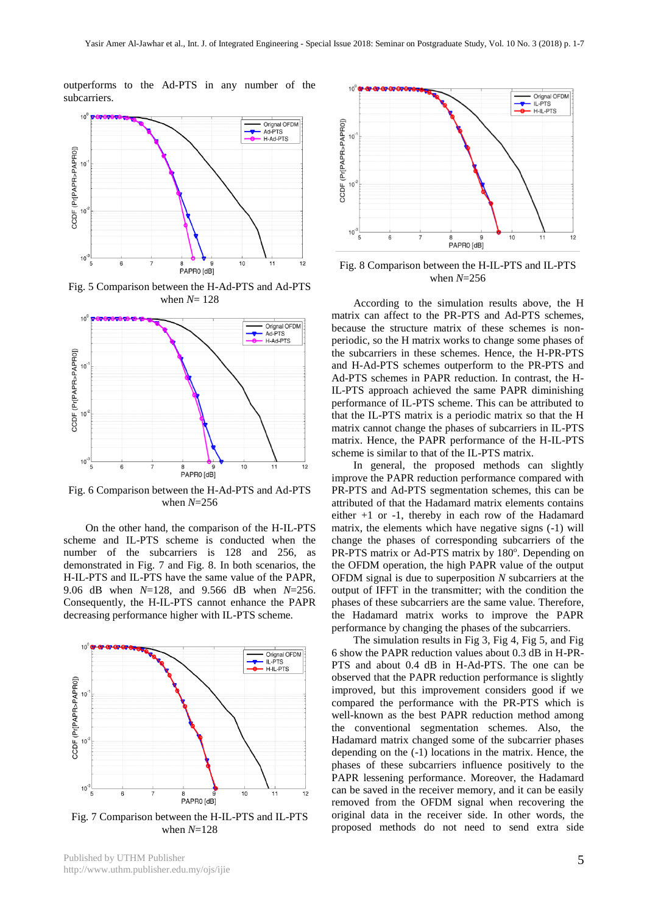outperforms to the Ad-PTS in any number of the subcarriers.

Fig. 5 Comparison between the H-Ad-PTS and Ad-PTS when $N$= 128

Fig. 6 Comparison between the H-Ad-PTS and Ad-PTS when $N$=256

On the other hand, the comparison of the H-IL-PTS scheme and IL-PTS scheme is conducted when the number of the subcarriers is 128 and 256, as demonstrated in Fig. 7 and Fig. 8. In both scenarios, the H-IL-PTS and IL-PTS have the same value of the PAPR, 9.06 dB when $N$=128, and 9.566 dB when $N$=256. Consequently, the H-IL-PTS cannot enhance the PAPR decreasing performance higher with IL-PTS scheme.

Fig. 7 Comparison between the H-IL-PTS and IL-PTS when $N$=128

Fig. 8 Comparison between the H-IL-PTS and IL-PTS when $N$=256

According to the simulation results above, the H matrix can affect to the PR-PTS and Ad-PTS schemes, because the structure matrix of these schemes is non-periodic, so the H matrix works to change some phases of the subcarriers in these schemes. Hence, the H-PR-PTS and H-Ad-PTS schemes outperform to the PR-PTS and Ad-PTS schemes in PAPR reduction. In contrast, the H-IL-PTS approach achieved the same PAPR diminishing performance of IL-PTS scheme. This can be attributed to that the IL-PTS matrix is a periodic matrix so that the H matrix cannot change the phases of subcarriers in IL-PTS matrix. Hence, the PAPR performance of the H-IL-PTS scheme is similar to that of the IL-PTS matrix.

In general, the proposed methods can slightly improve the PAPR reduction performance compared with PR-PTS and Ad-PTS segmentation schemes, this can be attributed of that the Hadamard matrix elements contains either +1 or -1, thereby in each row of the Hadamard matrix, the elements which have negative signs (-1) will change the phases of corresponding subcarriers of the PR-PTS matrix or Ad-PTS matrix by 180$^{o}$. Depending on the OFDM operation, the high PAPR value of the output OFDM signal is due to superposition $N$ subcarriers at the output of IFFT in the transmitter; with the condition the phases of these subcarriers are the same value. Therefore, the Hadamard matrix works to improve the PAPR performance by changing the phases of the subcarriers.

The simulation results in Fig 3, Fig 4, Fig 5, and Fig 6 show the PAPR reduction values about 0.3 dB in H-PR-PTS and about 0.4 dB in H-Ad-PTS. The one can be observed that the PAPR reduction performance is slightly improved, but this improvement considers good if we compared the performance with the PR-PTS which is well-known as the best PAPR reduction method among the conventional segmentation schemes. Also, the Hadamard matrix changed some of the subcarrier phases depending on the (-1) locations in the matrix. Hence, the phases of these subcarriers influence positively to the PAPR lessening performance. Moreover, the Hadamard can be saved in the receiver memory, and it can be easily removed from the OFDM signal when recovering the original data in the receiver side. In other words, the proposed methods do not need to send extra side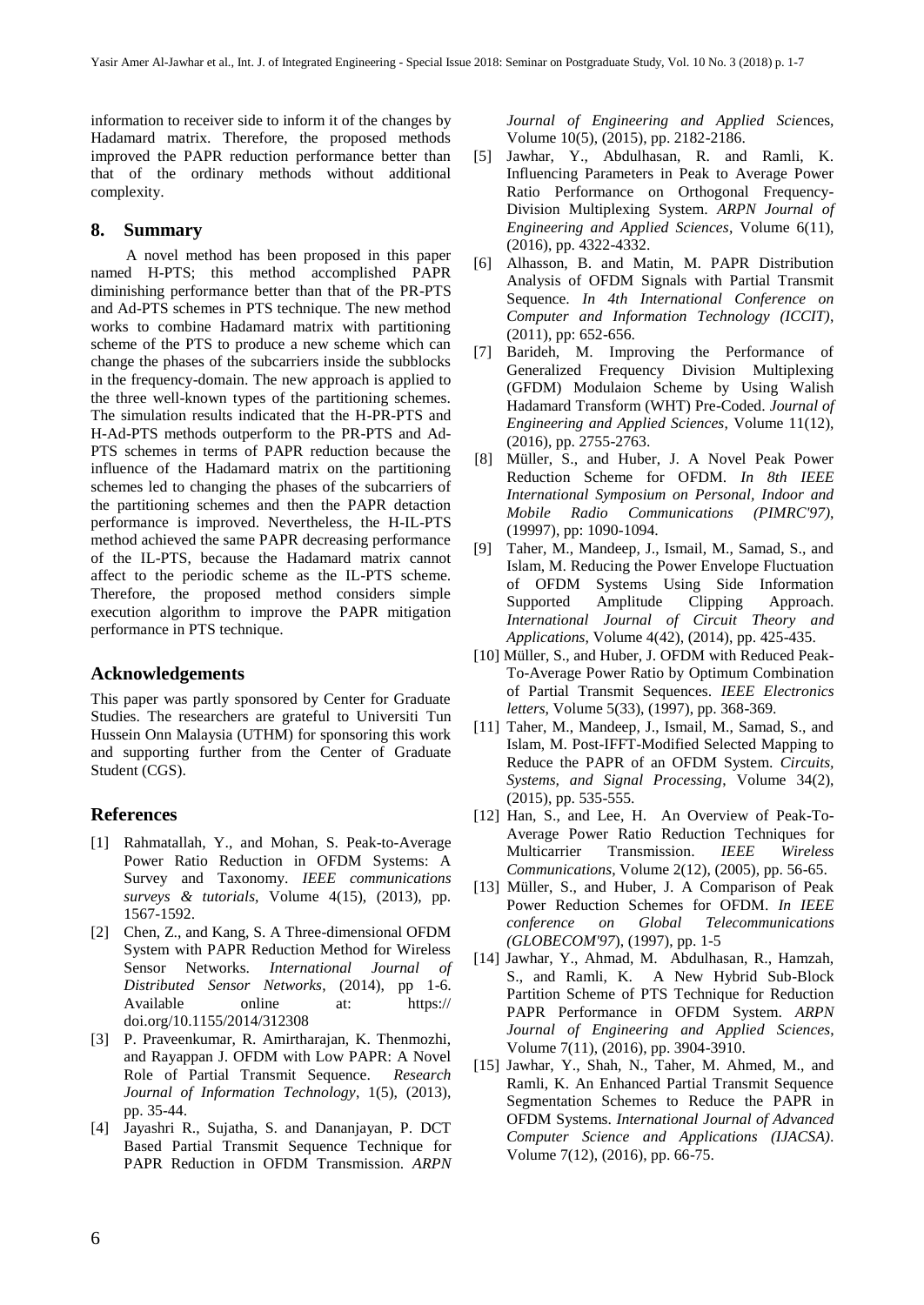information to receiver side to inform it of the changes by Hadamard matrix. Therefore, the proposed methods improved the PAPR reduction performance better than that of the ordinary methods without additional complexity.

## 8. Summary

A novel method has been proposed in this paper named H-PTS; this method accomplished PAPR diminishing performance better than that of the PR-PTS and Ad-PTS schemes in PTS technique. The new method works to combine Hadamard matrix with partitioning scheme of the PTS to produce a new scheme which can change the phases of the subcarriers inside the subblocks in the frequency-domain. The new approach is applied to the three well-known types of the partitioning schemes. The simulation results indicated that the H-PR-PTS and H-Ad-PTS methods outperform to the PR-PTS and Ad-PTS schemes in terms of PAPR reduction because the influence of the Hadamard matrix on the partitioning schemes led to changing the phases of the subcarriers of the partitioning schemes and then the PAPR detaction performance is improved. Nevertheless, the H-IL-PTS method achieved the same PAPR decreasing performance of the IL-PTS, because the Hadamard matrix cannot affect to the periodic scheme as the IL-PTS scheme. Therefore, the proposed method considers simple execution algorithm to improve the PAPR mitigation performance in PTS technique.

## Acknowledgements

This paper was partly sponsored by Center for Graduate Studies. The researchers are grateful to Universiti Tun Hussein Onn Malaysia (UTHM) for sponsoring this work and supporting further from the Center of Graduate Student (CGS).

## References

[1] Rahmatallah, Y., and Mohan, S. Peak-to-Average Power Ratio Reduction in OFDM Systems: A Survey and Taxonomy. *IEEE communications surveys & tutorials*, Volume 4(15), (2013), pp. 1567-1592.

[2] Chen, Z., and Kang, S. A Three-dimensional OFDM System with PAPR Reduction Method for Wireless Sensor Networks. *International Journal of Distributed Sensor Networks*, (2014), pp 1-6. Available online at: https:// doi.org/10.1155/2014/312308

[3] P. Praveenkumar, R. Amirtharajan, K. Thenmozhi, and Rayappan J. OFDM with Low PAPR: A Novel Role of Partial Transmit Sequence. *Research Journal of Information Technology*, 1(5), (2013), pp. 35-44.

[4] Jayashri R., Sujatha, S. and Dananjayan, P. DCT Based Partial Transmit Sequence Technique for PAPR Reduction in OFDM Transmission. *ARPN Journal of Engineering and Applied Scie*nces, Volume 10(5), (2015), pp. 2182-2186.

[5] Jawhar, Y., Abdulhasan, R. and Ramli, K. Influencing Parameters in Peak to Average Power Ratio Performance on Orthogonal Frequency-Division Multiplexing System. *ARPN Journal of Engineering and Applied Sciences*, Volume 6(11), (2016), pp. 4322-4332.

[6] Alhasson, B. and Matin, M. PAPR Distribution Analysis of OFDM Signals with Partial Transmit Sequence. *In 4th International Conference on Computer and Information Technology (ICCIT)*, (2011), pp: 652-656.

[7] Barideh, M. Improving the Performance of Generalized Frequency Division Multiplexing (GFDM) Modulaion Scheme by Using Walish Hadamard Transform (WHT) Pre-Coded. *Journal of Engineering and Applied Sciences*, Volume 11(12), (2016), pp. 2755-2763.

[8] Müller, S., and Huber, J. A Novel Peak Power Reduction Scheme for OFDM. *In 8th IEEE International Symposium on Personal, Indoor and Mobile Radio Communications (PIMRC'97)*, (19997), pp: 1090-1094.

[9] Taher, M., Mandeep, J., Ismail, M., Samad, S., and Islam, M. Reducing the Power Envelope Fluctuation of OFDM Systems Using Side Information Supported Amplitude Clipping Approach. *International Journal of Circuit Theory and Applications*, Volume 4(42), (2014), pp. 425-435.

[10] Müller, S., and Huber, J. OFDM with Reduced Peak-To-Average Power Ratio by Optimum Combination of Partial Transmit Sequences. *IEEE Electronics letters*, Volume 5(33), (1997), pp. 368-369.

[11] Taher, M., Mandeep, J., Ismail, M., Samad, S., and Islam, M. Post-IFFT-Modified Selected Mapping to Reduce the PAPR of an OFDM System. *Circuits, Systems, and Signal Processing*, Volume 34(2), (2015), pp. 535-555.

[12] Han, S., and Lee, H. An Overview of Peak-To-Average Power Ratio Reduction Techniques for Multicarrier Transmission. *IEEE Wireless Communications*, Volume 2(12), (2005), pp. 56-65.

[13] Müller, S., and Huber, J. A Comparison of Peak Power Reduction Schemes for OFDM. *In IEEE conference on Global Telecommunications (GLOBECOM'97*), (1997), pp. 1-5

[14] Jawhar, Y., Ahmad, M. Abdulhasan, R., Hamzah, S., and Ramli, K. A New Hybrid Sub-Block Partition Scheme of PTS Technique for Reduction PAPR Performance in OFDM System. *ARPN Journal of Engineering and Applied Sciences*, Volume 7(11), (2016), pp. 3904-3910.

[15] Jawhar, Y., Shah, N., Taher, M. Ahmed, M., and Ramli, K. An Enhanced Partial Transmit Sequence Segmentation Schemes to Reduce the PAPR in OFDM Systems. *International Journal of Advanced Computer Science and Applications (IJACSA)*. Volume 7(12), (2016), pp. 66-75.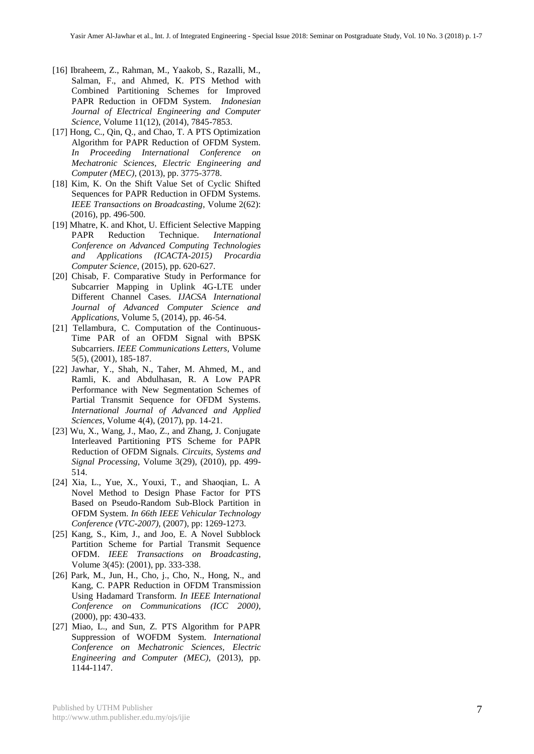[16] Ibraheem, Z., Rahman, M., Yaakob, S., Razalli, M., Salman, F., and Ahmed, K. PTS Method with Combined Partitioning Schemes for Improved PAPR Reduction in OFDM System. *Indonesian Journal of Electrical Engineering and Computer Science*, Volume 11(12), (2014), 7845-7853.

[17] Hong, C., Qin, Q., and Chao, T. A PTS Optimization Algorithm for PAPR Reduction of OFDM System. *In Proceeding International Conference on Mechatronic Sciences, Electric Engineering and Computer (MEC)*, (2013), pp. 3775-3778.

[18] Kim, K. On the Shift Value Set of Cyclic Shifted Sequences for PAPR Reduction in OFDM Systems. *IEEE Transactions on Broadcasting*, Volume 2(62): (2016), pp. 496-500.

[19] Mhatre, K. and Khot, U. Efficient Selective Mapping PAPR Reduction Technique. *International Conference on Advanced Computing Technologies and Applications (ICACTA-2015) Procardia Computer Science*, (2015), pp. 620-627.

[20] Chisab, F. Comparative Study in Performance for Subcarrier Mapping in Uplink 4G-LTE under Different Channel Cases. *IJACSA International Journal of Advanced Computer Science and Applications*, Volume 5, (2014), pp. 46-54.

[21] Tellambura, C. Computation of the Continuous-Time PAR of an OFDM Signal with BPSK Subcarriers. *IEEE Communications Letters*, Volume 5(5), (2001), 185-187.

[22] Jawhar, Y., Shah, N., Taher, M. Ahmed, M., and Ramli, K. and Abdulhasan, R. A Low PAPR Performance with New Segmentation Schemes of Partial Transmit Sequence for OFDM Systems. *International Journal of Advanced and Applied Sciences*, Volume 4(4), (2017), pp. 14-21.

[23] Wu, X., Wang, J., Mao, Z., and Zhang, J. Conjugate Interleaved Partitioning PTS Scheme for PAPR Reduction of OFDM Signals. *Circuits, Systems and Signal Processing*, Volume 3(29), (2010), pp. 499-514.

[24] Xia, L., Yue, X., Youxi, T., and Shaoqian, L. A Novel Method to Design Phase Factor for PTS Based on Pseudo-Random Sub-Block Partition in OFDM System. *In 66th IEEE Vehicular Technology Conference (VTC-2007)*, (2007), pp: 1269-1273.

[25] Kang, S., Kim, J., and Joo, E. A Novel Subblock Partition Scheme for Partial Transmit Sequence OFDM. *IEEE Transactions on Broadcasting*, Volume 3(45): (2001), pp. 333-338.

[26] Park, M., Jun, H., Cho, j., Cho, N., Hong, N., and Kang, C. PAPR Reduction in OFDM Transmission Using Hadamard Transform. *In IEEE International Conference on Communications (ICC 2000)*, (2000), pp: 430-433.

[27] Miao, L., and Sun, Z. PTS Algorithm for PAPR Suppression of WOFDM System. *International Conference on Mechatronic Sciences, Electric Engineering and Computer (MEC)*, (2013), pp. 1144-1147.